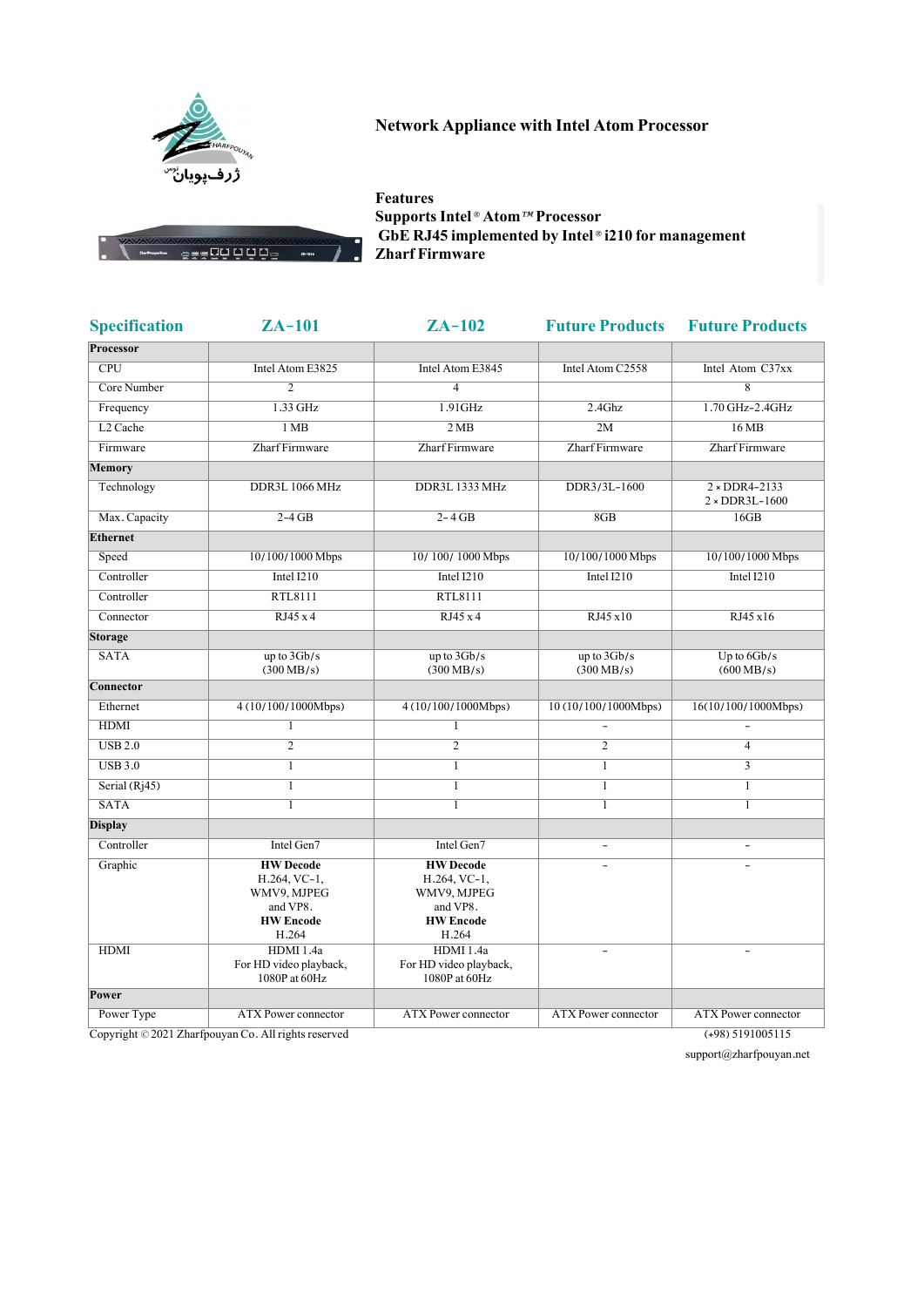# Network Appliance with Intel Atom Processor

**Features**
**Supports Intel® Atom™ Processor**
**GbE RJ45 implemented by Intel® i210 for management**
**Zharf Firmware**

| Specification | ZA-101 | ZA-102 | Future Products | Future Products |
|---|---|---|---|---|
| **Processor** | | | | |
| CPU | Intel Atom E3825 | Intel Atom E3845 | Intel Atom C2558 | Intel Atom C37xx |
| Core Number | 2 | 4 | | 8 |
| Frequency | 1.33 GHz | 1.91GHz | 2.4Ghz | 1.70 GHz-2.4GHz |
| L2 Cache | 1 MB | 2 MB | 2M | 16 MB |
| Firmware | Zharf Firmware | Zharf Firmware | Zharf Firmware | Zharf Firmware |
| **Memory** | | | | |
| Technology | DDR3L 1066 MHz | DDR3L 1333 MHz | DDR3/3L-1600 | 2 × DDR4-2133<br>2 × DDR3L-1600 |
| Max. Capacity | 2-4 GB | 2- 4 GB | 8GB | 16GB |
| **Ethernet** | | | | |
| Speed | 10/100/1000 Mbps | 10/ 100/ 1000 Mbps | 10/100/1000 Mbps | 10/100/1000 Mbps |
| Controller | Intel I210 | Intel I210 | Intel I210 | Intel I210 |
| Controller | RTL8111 | RTL8111 | | |
| Connector | RJ45 x 4 | RJ45 x 4 | RJ45 x10 | RJ45 x16 |
| **Storage** | | | | |
| SATA | up to 3Gb/s<br>(300 MB/s) | up to 3Gb/s<br>(300 MB/s) | up to 3Gb/s<br>(300 MB/s) | Up to 6Gb/s<br>(600 MB/s) |
| **Connector** | | | | |
| Ethernet | 4 (10/100/1000Mbps) | 4 (10/100/1000Mbps) | 10 (10/100/1000Mbps) | 16(10/100/1000Mbps) |
| HDMI | 1 | 1 | - | - |
| USB 2.0 | 2 | 2 | 2 | 4 |
| USB 3.0 | 1 | 1 | 1 | 3 |
| Serial (Rj45) | 1 | 1 | 1 | 1 |
| SATA | 1 | 1 | 1 | 1 |
| **Display** | | | | |
| Controller | Intel Gen7 | Intel Gen7 | - | - |
| Graphic | **HW Decode**<br>H.264, VC-1,<br>WMV9, MJPEG<br>and VP8.<br>**HW Encode**<br>H.264 | **HW Decode**<br>H.264, VC-1,<br>WMV9, MJPEG<br>and VP8.<br>**HW Encode**<br>H.264 | - | - |
| HDMI | HDMI 1.4a<br>For HD video playback,<br>1080P at 60Hz | HDMI 1.4a<br>For HD video playback,<br>1080P at 60Hz | - | - |
| **Power** | | | | |
| Power Type | ATX Power connector | ATX Power connector | ATX Power connector | ATX Power connector |

Copyright © 2021 Zharfpouyan Co. All rights reserved

(+98) 5191005115
support@zharfpouyan.net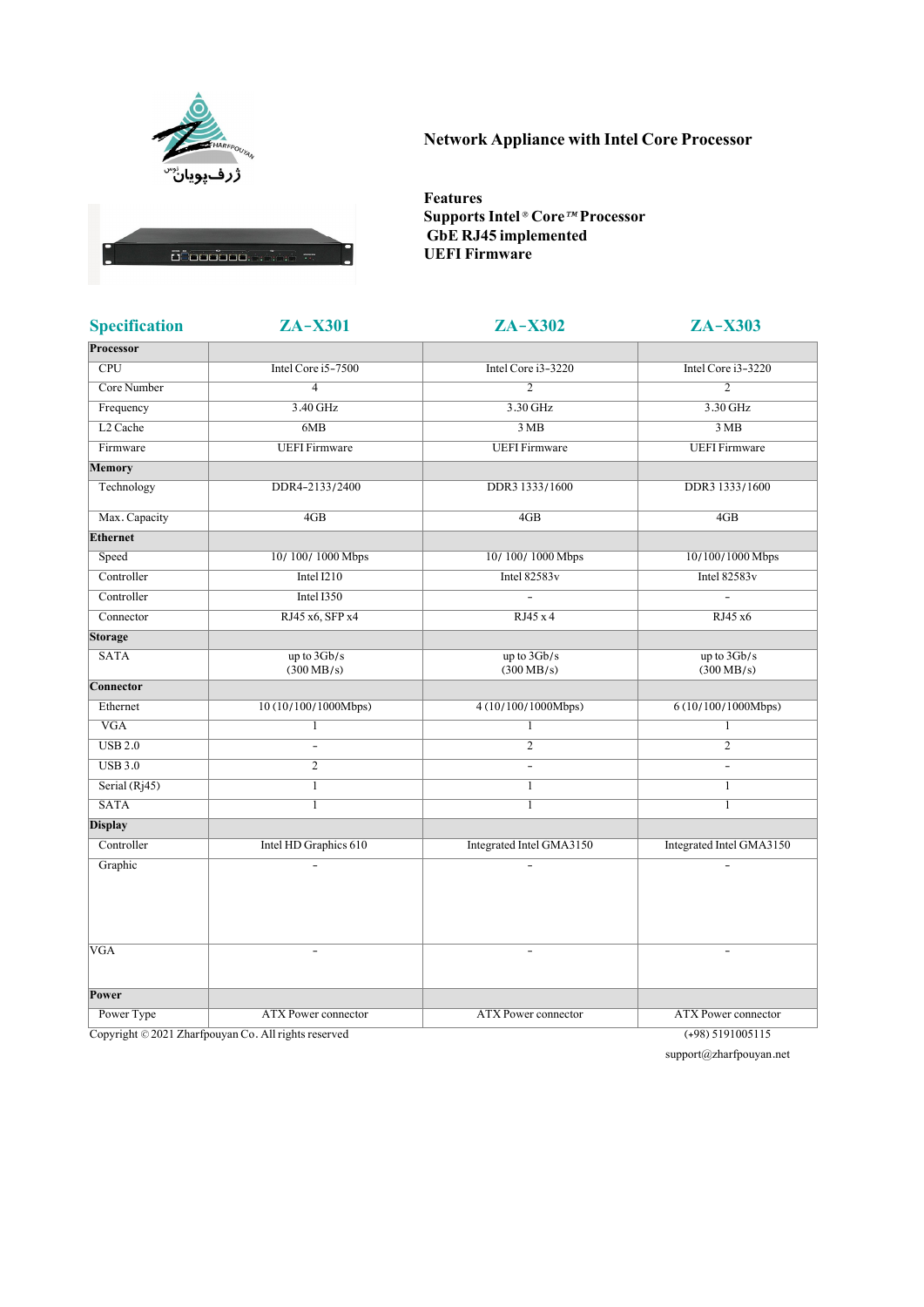## Network Appliance with Intel Core Processor

**Features**
**Supports Intel® Core™ Processor**
**GbE RJ45 implemented**
**UEFI Firmware**

| Specification | ZA-X301 | ZA-X302 | ZA-X303 |
|---|---|---|---|
| **Processor** | | | |
| CPU | Intel Core i5-7500 | Intel Core i3-3220 | Intel Core i3-3220 |
| Core Number | 4 | 2 | 2 |
| Frequency | 3.40 GHz | 3.30 GHz | 3.30 GHz |
| L2 Cache | 6MB | 3 MB | 3 MB |
| Firmware | UEFI Firmware | UEFI Firmware | UEFI Firmware |
| **Memory** | | | |
| Technology | DDR4-2133/2400 | DDR3 1333/1600 | DDR3 1333/1600 |
| Max. Capacity | 4GB | 4GB | 4GB |
| **Ethernet** | | | |
| Speed | 10/ 100/ 1000 Mbps | 10/ 100/ 1000 Mbps | 10/100/1000 Mbps |
| Controller | Intel I210 | Intel 82583v | Intel 82583v |
| Controller | Intel I350 | - | - |
| Connector | RJ45 x6, SFP x4 | RJ45 x 4 | RJ45 x6 |
| **Storage** | | | |
| SATA | up to 3Gb/s (300 MB/s) | up to 3Gb/s (300 MB/s) | up to 3Gb/s (300 MB/s) |
| **Connector** | | | |
| Ethernet | 10 (10/100/1000Mbps) | 4 (10/100/1000Mbps) | 6 (10/100/1000Mbps) |
| VGA | 1 | 1 | 1 |
| USB 2.0 | - | 2 | 2 |
| USB 3.0 | 2 | - | - |
| Serial (Rj45) | 1 | 1 | 1 |
| SATA | 1 | 1 | 1 |
| **Display** | | | |
| Controller | Intel HD Graphics 610 | Integrated Intel GMA3150 | Integrated Intel GMA3150 |
| Graphic | - | - | - |
| VGA | - | - | - |
| **Power** | | | |
| Power Type | ATX Power connector | ATX Power connector | ATX Power connector |

Copyright © 2021 Zharfpouyan Co. All rights reserved

(+98) 5191005115
support@zharfpouyan.net